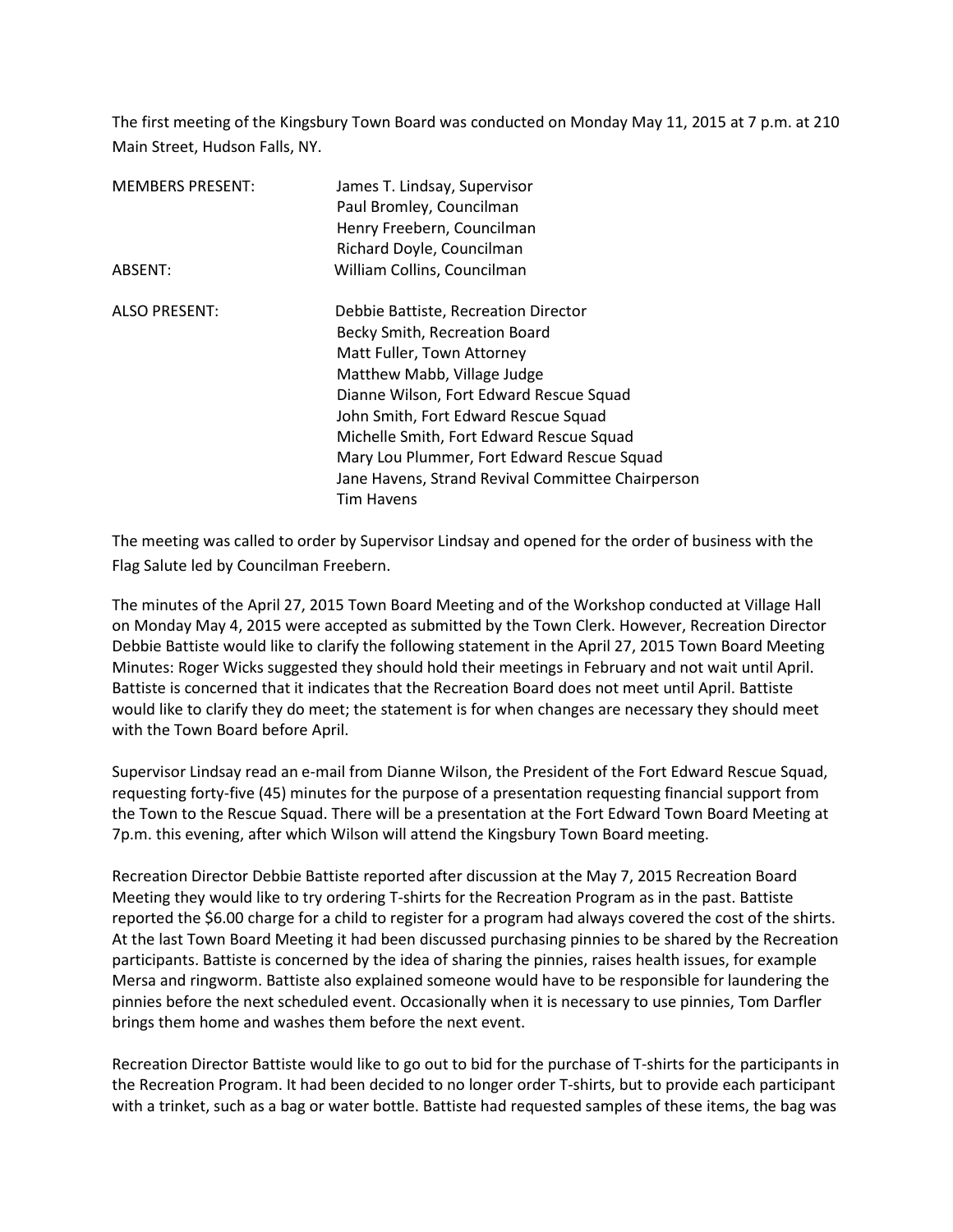The first meeting of the Kingsbury Town Board was conducted on Monday May 11, 2015 at 7 p.m. at 210 Main Street, Hudson Falls, NY.

| | |
|---|---|
| MEMBERS PRESENT: | James T. Lindsay, Supervisor |
| | Paul Bromley, Councilman |
| | Henry Freebern, Councilman |
| | Richard Doyle, Councilman |
| ABSENT: | William Collins, Councilman |
| | |
| ALSO PRESENT: | Debbie Battiste, Recreation Director |
| | Becky Smith, Recreation Board |
| | Matt Fuller, Town Attorney |
| | Matthew Mabb, Village Judge |
| | Dianne Wilson, Fort Edward Rescue Squad |
| | John Smith, Fort Edward Rescue Squad |
| | Michelle Smith, Fort Edward Rescue Squad |
| | Mary Lou Plummer, Fort Edward Rescue Squad |
| | Jane Havens, Strand Revival Committee Chairperson |
| | Tim Havens |

The meeting was called to order by Supervisor Lindsay and opened for the order of business with the Flag Salute led by Councilman Freebern.

The minutes of the April 27, 2015 Town Board Meeting and of the Workshop conducted at Village Hall on Monday May 4, 2015 were accepted as submitted by the Town Clerk. However, Recreation Director Debbie Battiste would like to clarify the following statement in the April 27, 2015 Town Board Meeting Minutes: Roger Wicks suggested they should hold their meetings in February and not wait until April. Battiste is concerned that it indicates that the Recreation Board does not meet until April. Battiste would like to clarify they do meet; the statement is for when changes are necessary they should meet with the Town Board before April.

Supervisor Lindsay read an e-mail from Dianne Wilson, the President of the Fort Edward Rescue Squad, requesting forty-five (45) minutes for the purpose of a presentation requesting financial support from the Town to the Rescue Squad. There will be a presentation at the Fort Edward Town Board Meeting at 7p.m. this evening, after which Wilson will attend the Kingsbury Town Board meeting.

Recreation Director Debbie Battiste reported after discussion at the May 7, 2015 Recreation Board Meeting they would like to try ordering T-shirts for the Recreation Program as in the past. Battiste reported the $6.00 charge for a child to register for a program had always covered the cost of the shirts. At the last Town Board Meeting it had been discussed purchasing pinnies to be shared by the Recreation participants. Battiste is concerned by the idea of sharing the pinnies, raises health issues, for example Mersa and ringworm. Battiste also explained someone would have to be responsible for laundering the pinnies before the next scheduled event. Occasionally when it is necessary to use pinnies, Tom Darfler brings them home and washes them before the next event.

Recreation Director Battiste would like to go out to bid for the purchase of T-shirts for the participants in the Recreation Program. It had been decided to no longer order T-shirts, but to provide each participant with a trinket, such as a bag or water bottle. Battiste had requested samples of these items, the bag was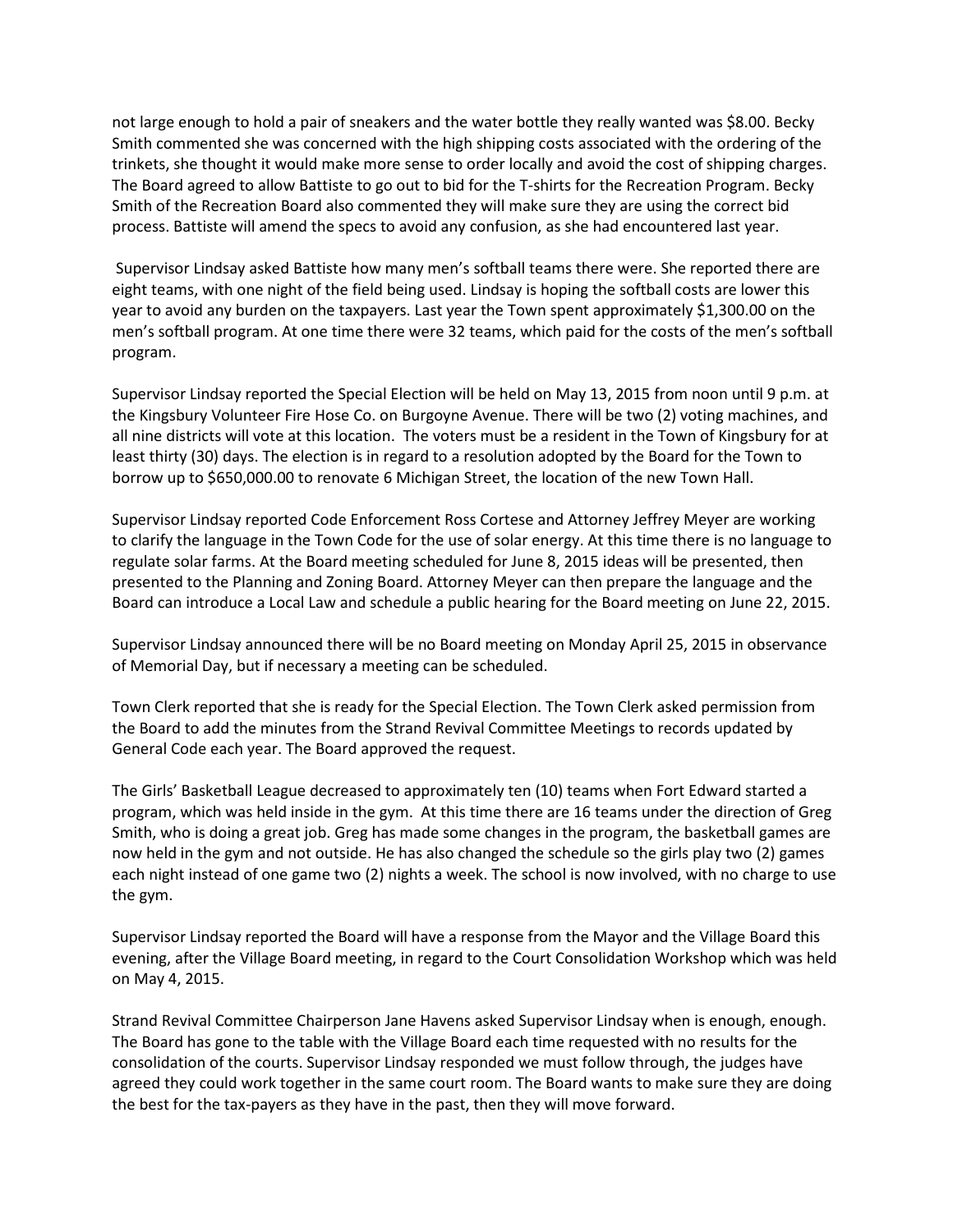not large enough to hold a pair of sneakers and the water bottle they really wanted was $8.00. Becky Smith commented she was concerned with the high shipping costs associated with the ordering of the trinkets, she thought it would make more sense to order locally and avoid the cost of shipping charges. The Board agreed to allow Battiste to go out to bid for the T-shirts for the Recreation Program. Becky Smith of the Recreation Board also commented they will make sure they are using the correct bid process. Battiste will amend the specs to avoid any confusion, as she had encountered last year.

Supervisor Lindsay asked Battiste how many men's softball teams there were. She reported there are eight teams, with one night of the field being used. Lindsay is hoping the softball costs are lower this year to avoid any burden on the taxpayers. Last year the Town spent approximately $1,300.00 on the men's softball program. At one time there were 32 teams, which paid for the costs of the men's softball program.

Supervisor Lindsay reported the Special Election will be held on May 13, 2015 from noon until 9 p.m. at the Kingsbury Volunteer Fire Hose Co. on Burgoyne Avenue. There will be two (2) voting machines, and all nine districts will vote at this location. The voters must be a resident in the Town of Kingsbury for at least thirty (30) days. The election is in regard to a resolution adopted by the Board for the Town to borrow up to $650,000.00 to renovate 6 Michigan Street, the location of the new Town Hall.

Supervisor Lindsay reported Code Enforcement Ross Cortese and Attorney Jeffrey Meyer are working to clarify the language in the Town Code for the use of solar energy. At this time there is no language to regulate solar farms. At the Board meeting scheduled for June 8, 2015 ideas will be presented, then presented to the Planning and Zoning Board. Attorney Meyer can then prepare the language and the Board can introduce a Local Law and schedule a public hearing for the Board meeting on June 22, 2015.

Supervisor Lindsay announced there will be no Board meeting on Monday April 25, 2015 in observance of Memorial Day, but if necessary a meeting can be scheduled.

Town Clerk reported that she is ready for the Special Election. The Town Clerk asked permission from the Board to add the minutes from the Strand Revival Committee Meetings to records updated by General Code each year. The Board approved the request.

The Girls' Basketball League decreased to approximately ten (10) teams when Fort Edward started a program, which was held inside in the gym. At this time there are 16 teams under the direction of Greg Smith, who is doing a great job. Greg has made some changes in the program, the basketball games are now held in the gym and not outside. He has also changed the schedule so the girls play two (2) games each night instead of one game two (2) nights a week. The school is now involved, with no charge to use the gym.

Supervisor Lindsay reported the Board will have a response from the Mayor and the Village Board this evening, after the Village Board meeting, in regard to the Court Consolidation Workshop which was held on May 4, 2015.

Strand Revival Committee Chairperson Jane Havens asked Supervisor Lindsay when is enough, enough. The Board has gone to the table with the Village Board each time requested with no results for the consolidation of the courts. Supervisor Lindsay responded we must follow through, the judges have agreed they could work together in the same court room. The Board wants to make sure they are doing the best for the tax-payers as they have in the past, then they will move forward.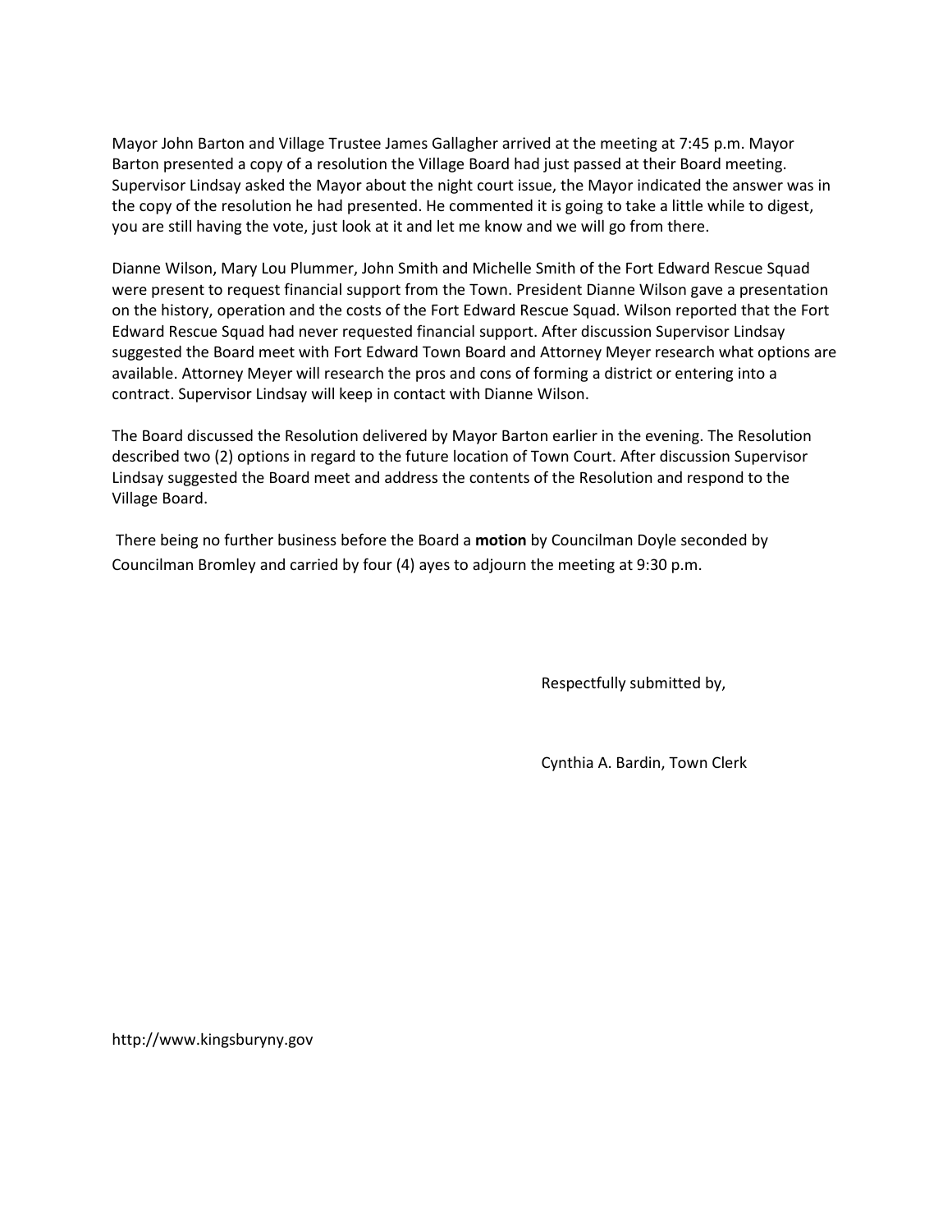Mayor John Barton and Village Trustee James Gallagher arrived at the meeting at 7:45 p.m. Mayor Barton presented a copy of a resolution the Village Board had just passed at their Board meeting. Supervisor Lindsay asked the Mayor about the night court issue, the Mayor indicated the answer was in the copy of the resolution he had presented. He commented it is going to take a little while to digest, you are still having the vote, just look at it and let me know and we will go from there.

Dianne Wilson, Mary Lou Plummer, John Smith and Michelle Smith of the Fort Edward Rescue Squad were present to request financial support from the Town. President Dianne Wilson gave a presentation on the history, operation and the costs of the Fort Edward Rescue Squad. Wilson reported that the Fort Edward Rescue Squad had never requested financial support. After discussion Supervisor Lindsay suggested the Board meet with Fort Edward Town Board and Attorney Meyer research what options are available. Attorney Meyer will research the pros and cons of forming a district or entering into a contract. Supervisor Lindsay will keep in contact with Dianne Wilson.

The Board discussed the Resolution delivered by Mayor Barton earlier in the evening. The Resolution described two (2) options in regard to the future location of Town Court. After discussion Supervisor Lindsay suggested the Board meet and address the contents of the Resolution and respond to the Village Board.

There being no further business before the Board a **motion** by Councilman Doyle seconded by Councilman Bromley and carried by four (4) ayes to adjourn the meeting at 9:30 p.m.

Respectfully submitted by,

Cynthia A. Bardin, Town Clerk

http://www.kingsburyny.gov